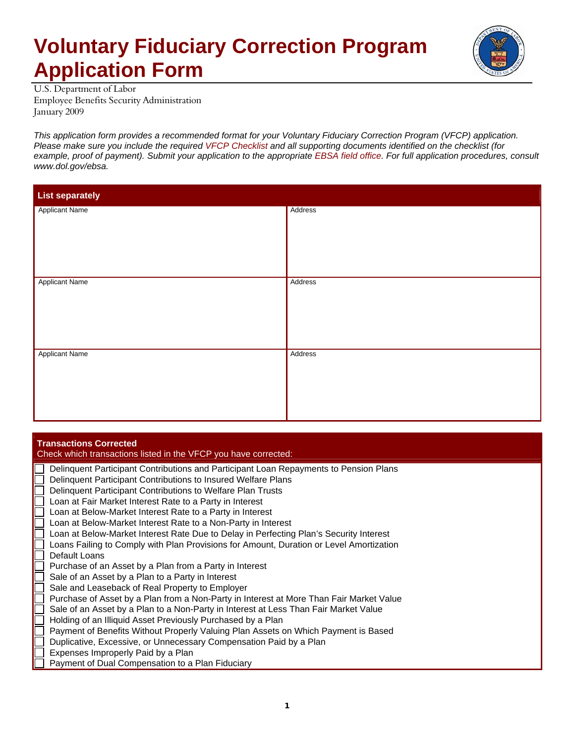# Voluntary Fiduciary Correction Program Application Form

U.S. Department of Labor
Employee Benefits Security Administration
January 2009

*This application form provides a recommended format for your Voluntary Fiduciary Correction Program (VFCP) application. Please make sure you include the required VFCP Checklist and all supporting documents identified on the checklist (for example, proof of payment). Submit your application to the appropriate EBSA field office. For full application procedures, consult www.dol.gov/ebsa.*

## List separately

| Applicant Name | Address |
|---|---|
| | |
| | |
| | |

## Transactions Corrected

Check which transactions listed in the VFCP you have corrected:

- ☐ Delinquent Participant Contributions and Participant Loan Repayments to Pension Plans
- ☐ Delinquent Participant Contributions to Insured Welfare Plans
- ☐ Delinquent Participant Contributions to Welfare Plan Trusts
- ☐ Loan at Fair Market Interest Rate to a Party in Interest
- ☐ Loan at Below-Market Interest Rate to a Party in Interest
- ☐ Loan at Below-Market Interest Rate to a Non-Party in Interest
- ☐ Loan at Below-Market Interest Rate Due to Delay in Perfecting Plan's Security Interest
- ☐ Loans Failing to Comply with Plan Provisions for Amount, Duration or Level Amortization
- ☐ Default Loans
- ☐ Purchase of an Asset by a Plan from a Party in Interest
- ☐ Sale of an Asset by a Plan to a Party in Interest
- ☐ Sale and Leaseback of Real Property to Employer
- ☐ Purchase of Asset by a Plan from a Non-Party in Interest at More Than Fair Market Value
- ☐ Sale of an Asset by a Plan to a Non-Party in Interest at Less Than Fair Market Value
- ☐ Holding of an Illiquid Asset Previously Purchased by a Plan
- ☐ Payment of Benefits Without Properly Valuing Plan Assets on Which Payment is Based
- ☐ Duplicative, Excessive, or Unnecessary Compensation Paid by a Plan
- ☐ Expenses Improperly Paid by a Plan
- ☐ Payment of Dual Compensation to a Plan Fiduciary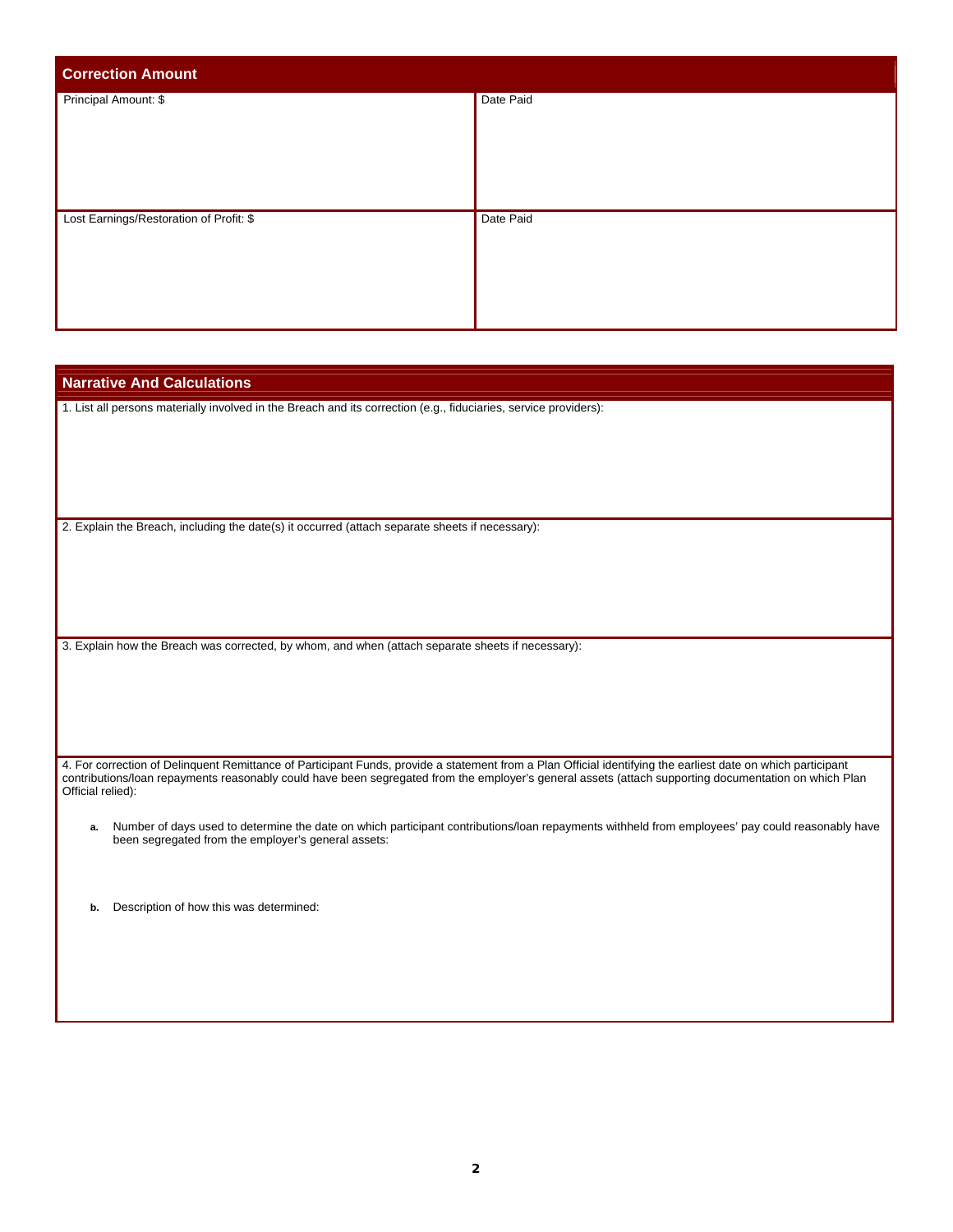## Correction Amount

| Principal Amount: $ | Date Paid |
|---|---|
| Lost Earnings/Restoration of Profit: $ | Date Paid |

## Narrative And Calculations

1. List all persons materially involved in the Breach and its correction (e.g., fiduciaries, service providers):

2. Explain the Breach, including the date(s) it occurred (attach separate sheets if necessary):

3. Explain how the Breach was corrected, by whom, and when (attach separate sheets if necessary):

4. For correction of Delinquent Remittance of Participant Funds, provide a statement from a Plan Official identifying the earliest date on which participant contributions/loan repayments reasonably could have been segregated from the employer's general assets (attach supporting documentation on which Plan Official relied):

   **a.** Number of days used to determine the date on which participant contributions/loan repayments withheld from employees' pay could reasonably have been segregated from the employer's general assets:

   **b.** Description of how this was determined: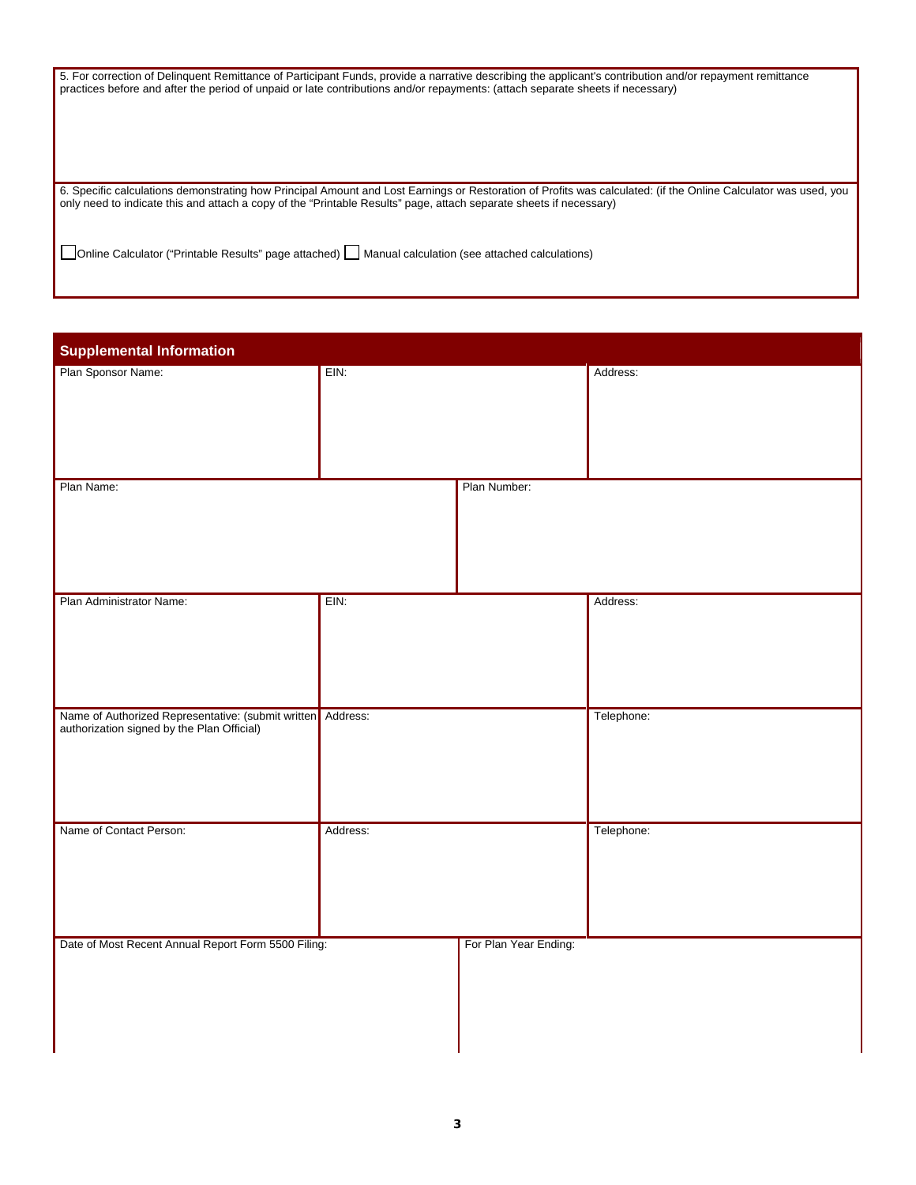5. For correction of Delinquent Remittance of Participant Funds, provide a narrative describing the applicant's contribution and/or repayment remittance practices before and after the period of unpaid or late contributions and/or repayments: (attach separate sheets if necessary)

6. Specific calculations demonstrating how Principal Amount and Lost Earnings or Restoration of Profits was calculated: (if the Online Calculator was used, you only need to indicate this and attach a copy of the "Printable Results" page, attach separate sheets if necessary)

☐ Online Calculator ("Printable Results" page attached) ☐ Manual calculation (see attached calculations)

## Supplemental Information

| Plan Sponsor Name: | EIN: | Address: |
|---|---|---|
| | | |

| Plan Name: | Plan Number: |
|---|---|
| | |

| Plan Administrator Name: | EIN: | Address: |
|---|---|---|
| | | |

| Name of Authorized Representative: (submit written authorization signed by the Plan Official) | Address: | Telephone: |
|---|---|---|
| | | |

| Name of Contact Person: | Address: | Telephone: |
|---|---|---|
| | | |

| Date of Most Recent Annual Report Form 5500 Filing: | For Plan Year Ending: |
|---|---|
| | |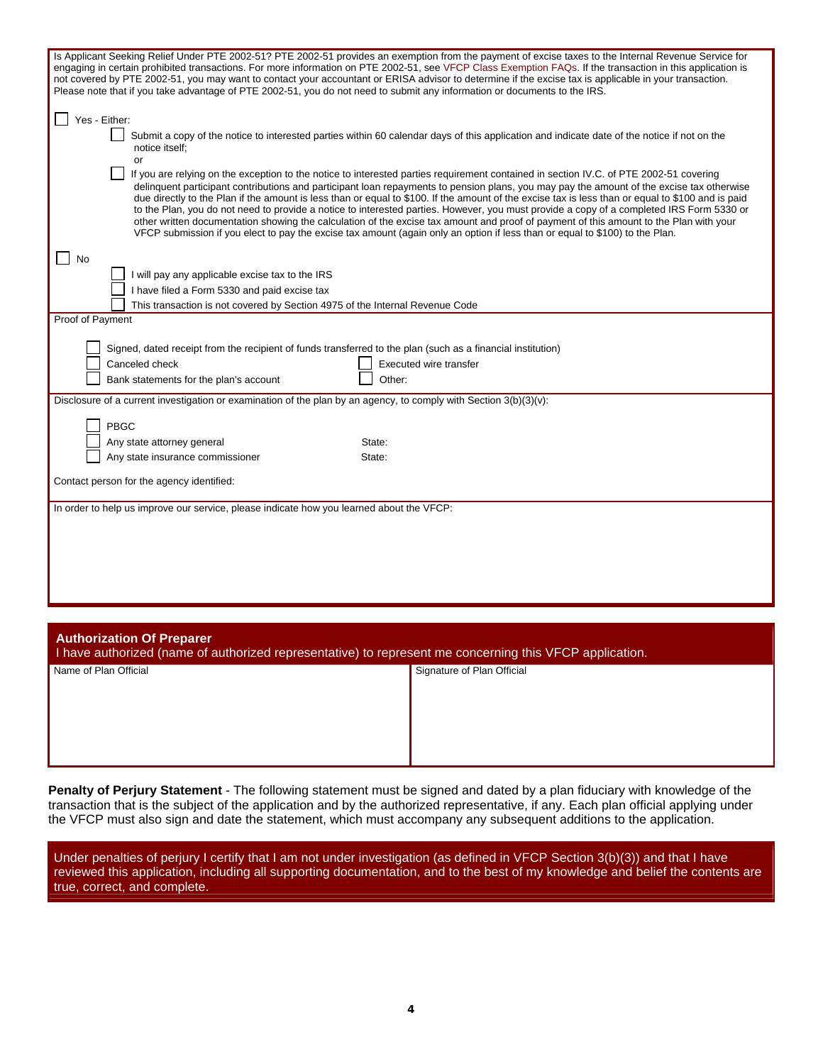Is Applicant Seeking Relief Under PTE 2002-51? PTE 2002-51 provides an exemption from the payment of excise taxes to the Internal Revenue Service for engaging in certain prohibited transactions. For more information on PTE 2002-51, see VFCP Class Exemption FAQs. If the transaction in this application is not covered by PTE 2002-51, you may want to contact your accountant or ERISA advisor to determine if the excise tax is applicable in your transaction. Please note that if you take advantage of PTE 2002-51, you do not need to submit any information or documents to the IRS.

- [ ] Yes - Either:
  - [ ] Submit a copy of the notice to interested parties within 60 calendar days of this application and indicate date of the notice if not on the notice itself;

    or
  - [ ] If you are relying on the exception to the notice to interested parties requirement contained in section IV.C. of PTE 2002-51 covering delinquent participant contributions and participant loan repayments to pension plans, you may pay the amount of the excise tax otherwise due directly to the Plan if the amount is less than or equal to $100. If the amount of the excise tax is less than or equal to $100 and is paid to the Plan, you do not need to provide a notice to interested parties. However, you must provide a copy of a completed IRS Form 5330 or other written documentation showing the calculation of the excise tax amount and proof of payment of this amount to the Plan with your VFCP submission if you elect to pay the excise tax amount (again only an option if less than or equal to $100) to the Plan.
- [ ] No
  - [ ] I will pay any applicable excise tax to the IRS
  - [ ] I have filed a Form 5330 and paid excise tax
  - [ ] This transaction is not covered by Section 4975 of the Internal Revenue Code

Proof of Payment

- [ ] Signed, dated receipt from the recipient of funds transferred to the plan (such as a financial institution)
- [ ] Canceled check
- [ ] Executed wire transfer
- [ ] Bank statements for the plan's account
- [ ] Other:

Disclosure of a current investigation or examination of the plan by an agency, to comply with Section 3(b)(3)(v):

- [ ] PBGC
- [ ] Any state attorney general State:
- [ ] Any state insurance commissioner State:

Contact person for the agency identified:

In order to help us improve our service, please indicate how you learned about the VFCP:

## Authorization Of Preparer

I have authorized (name of authorized representative) to represent me concerning this VFCP application.

| Name of Plan Official | Signature of Plan Official |
|---|---|
| | |

**Penalty of Perjury Statement** - The following statement must be signed and dated by a plan fiduciary with knowledge of the transaction that is the subject of the application and by the authorized representative, if any. Each plan official applying under the VFCP must also sign and date the statement, which must accompany any subsequent additions to the application.

Under penalties of perjury I certify that I am not under investigation (as defined in VFCP Section 3(b)(3)) and that I have reviewed this application, including all supporting documentation, and to the best of my knowledge and belief the contents are true, correct, and complete.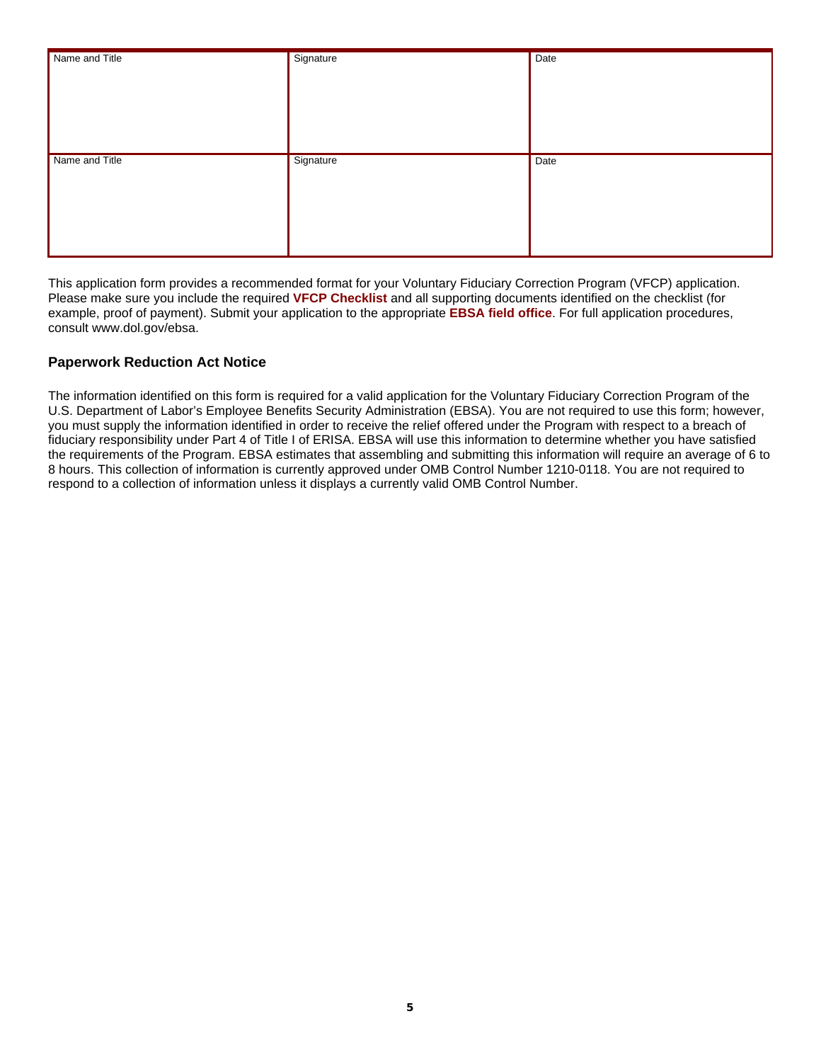| Name and Title | Signature | Date |
|---|---|---|
| | | |
| Name and Title | Signature | Date |
| | | |

This application form provides a recommended format for your Voluntary Fiduciary Correction Program (VFCP) application. Please make sure you include the required **VFCP Checklist** and all supporting documents identified on the checklist (for example, proof of payment). Submit your application to the appropriate **EBSA field office**. For full application procedures, consult www.dol.gov/ebsa.

### Paperwork Reduction Act Notice

The information identified on this form is required for a valid application for the Voluntary Fiduciary Correction Program of the U.S. Department of Labor's Employee Benefits Security Administration (EBSA). You are not required to use this form; however, you must supply the information identified in order to receive the relief offered under the Program with respect to a breach of fiduciary responsibility under Part 4 of Title I of ERISA. EBSA will use this information to determine whether you have satisfied the requirements of the Program. EBSA estimates that assembling and submitting this information will require an average of 6 to 8 hours. This collection of information is currently approved under OMB Control Number 1210-0118. You are not required to respond to a collection of information unless it displays a currently valid OMB Control Number.